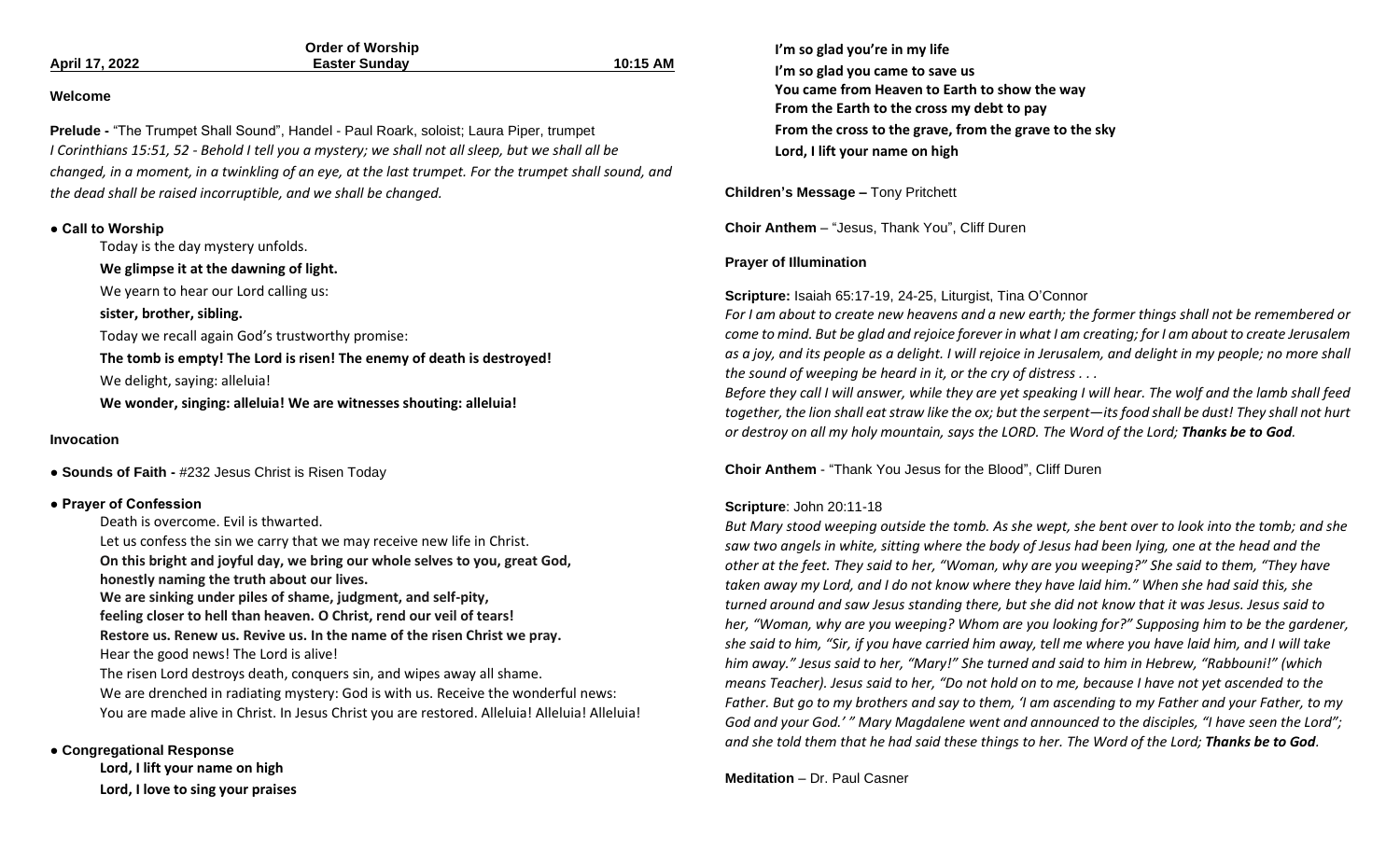**April 17, 2022** **Order of Worship** **Easter Sunday** **10:15 AM**

**Welcome**

**Prelude -** "The Trumpet Shall Sound", Handel - Paul Roark, soloist; Laura Piper, trumpet
*I Corinthians 15:51, 52 - Behold I tell you a mystery; we shall not all sleep, but we shall all be changed, in a moment, in a twinkling of an eye, at the last trumpet. For the trumpet shall sound, and the dead shall be raised incorruptible, and we shall be changed.*

**● Call to Worship**

Today is the day mystery unfolds.
**We glimpse it at the dawning of light.**
We yearn to hear our Lord calling us:
**sister, brother, sibling.**
Today we recall again God's trustworthy promise:
**The tomb is empty! The Lord is risen! The enemy of death is destroyed!**
We delight, saying: alleluia!
**We wonder, singing: alleluia! We are witnesses shouting: alleluia!**

**Invocation**

**● Sounds of Faith -** #232 Jesus Christ is Risen Today

**● Prayer of Confession**

Death is overcome. Evil is thwarted.
Let us confess the sin we carry that we may receive new life in Christ.
**On this bright and joyful day, we bring our whole selves to you, great God, honestly naming the truth about our lives.**
**We are sinking under piles of shame, judgment, and self-pity, feeling closer to hell than heaven. O Christ, rend our veil of tears!**
**Restore us. Renew us. Revive us. In the name of the risen Christ we pray.**
Hear the good news! The Lord is alive!
The risen Lord destroys death, conquers sin, and wipes away all shame.
We are drenched in radiating mystery: God is with us. Receive the wonderful news:
You are made alive in Christ. In Jesus Christ you are restored. Alleluia! Alleluia! Alleluia!

**● Congregational Response**

**Lord, I lift your name on high**
**Lord, I love to sing your praises**
**I'm so glad you're in my life**
**I'm so glad you came to save us**
**You came from Heaven to Earth to show the way**
**From the Earth to the cross my debt to pay**
**From the cross to the grave, from the grave to the sky**
**Lord, I lift your name on high**

**Children's Message –** Tony Pritchett

**Choir Anthem** – "Jesus, Thank You", Cliff Duren

**Prayer of Illumination**

**Scripture:** Isaiah 65:17-19, 24-25, Liturgist, Tina O'Connor
*For I am about to create new heavens and a new earth; the former things shall not be remembered or come to mind. But be glad and rejoice forever in what I am creating; for I am about to create Jerusalem as a joy, and its people as a delight. I will rejoice in Jerusalem, and delight in my people; no more shall the sound of weeping be heard in it, or the cry of distress . . .*
*Before they call I will answer, while they are yet speaking I will hear. The wolf and the lamb shall feed together, the lion shall eat straw like the ox; but the serpent—its food shall be dust! They shall not hurt or destroy on all my holy mountain, says the LORD. The Word of the Lord;* ***Thanks be to God****.*

**Choir Anthem** - "Thank You Jesus for the Blood", Cliff Duren

**Scripture**: John 20:11-18
*But Mary stood weeping outside the tomb. As she wept, she bent over to look into the tomb; and she saw two angels in white, sitting where the body of Jesus had been lying, one at the head and the other at the feet. They said to her, "Woman, why are you weeping?" She said to them, "They have taken away my Lord, and I do not know where they have laid him." When she had said this, she turned around and saw Jesus standing there, but she did not know that it was Jesus. Jesus said to her, "Woman, why are you weeping? Whom are you looking for?" Supposing him to be the gardener, she said to him, "Sir, if you have carried him away, tell me where you have laid him, and I will take him away." Jesus said to her, "Mary!" She turned and said to him in Hebrew, "Rabbouni!" (which means Teacher). Jesus said to her, "Do not hold on to me, because I have not yet ascended to the Father. But go to my brothers and say to them, 'I am ascending to my Father and your Father, to my God and your God.' " Mary Magdalene went and announced to the disciples, "I have seen the Lord"; and she told them that he had said these things to her. The Word of the Lord;* ***Thanks be to God****.*

**Meditation** – Dr. Paul Casner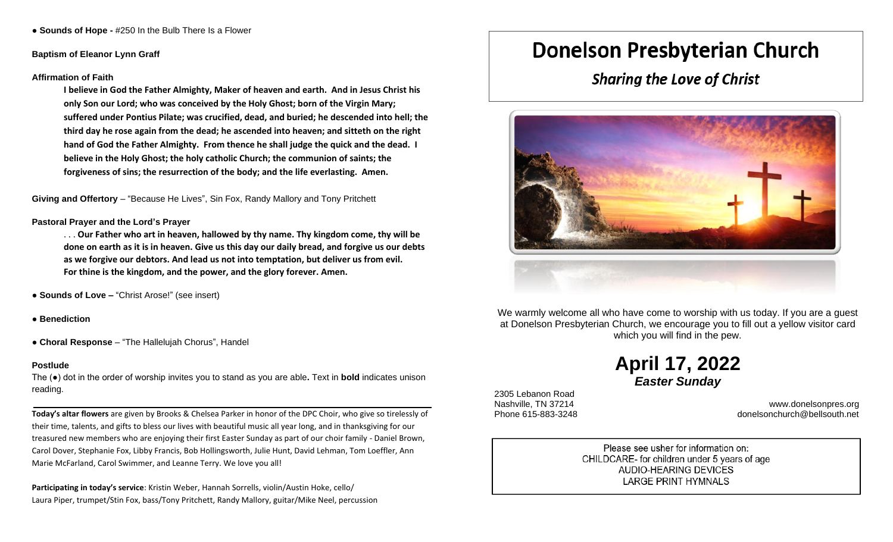● **Sounds of Hope -** #250 In the Bulb There Is a Flower

**Baptism of Eleanor Lynn Graff**

**Affirmation of Faith**

**I believe in God the Father Almighty, Maker of heaven and earth. And in Jesus Christ his only Son our Lord; who was conceived by the Holy Ghost; born of the Virgin Mary; suffered under Pontius Pilate; was crucified, dead, and buried; he descended into hell; the third day he rose again from the dead; he ascended into heaven; and sitteth on the right hand of God the Father Almighty. From thence he shall judge the quick and the dead. I believe in the Holy Ghost; the holy catholic Church; the communion of saints; the forgiveness of sins; the resurrection of the body; and the life everlasting. Amen.**

**Giving and Offertory** – "Because He Lives", Sin Fox, Randy Mallory and Tony Pritchett

**Pastoral Prayer and the Lord's Prayer**

. . . **Our Father who art in heaven, hallowed by thy name. Thy kingdom come, thy will be done on earth as it is in heaven. Give us this day our daily bread, and forgive us our debts as we forgive our debtors. And lead us not into temptation, but deliver us from evil. For thine is the kingdom, and the power, and the glory forever. Amen.**

● **Sounds of Love –** "Christ Arose!" (see insert)

● **Benediction**

● **Choral Response** – "The Hallelujah Chorus", Handel

**Postlude**

The (●) dot in the order of worship invites you to stand as you are able**.** Text in **bold** indicates unison reading.

---

**Today's altar flowers** are given by Brooks & Chelsea Parker in honor of the DPC Choir, who give so tirelessly of their time, talents, and gifts to bless our lives with beautiful music all year long, and in thanksgiving for our treasured new members who are enjoying their first Easter Sunday as part of our choir family - Daniel Brown, Carol Dover, Stephanie Fox, Libby Francis, Bob Hollingsworth, Julie Hunt, David Lehman, Tom Loeffler, Ann Marie McFarland, Carol Swimmer, and Leanne Terry. We love you all!

**Participating in today's service**: Kristin Weber, Hannah Sorrells, violin/Austin Hoke, cello/ Laura Piper, trumpet/Stin Fox, bass/Tony Pritchett, Randy Mallory, guitar/Mike Neel, percussion

# Donelson Presbyterian Church

## *Sharing the Love of Christ*

We warmly welcome all who have come to worship with us today. If you are a guest at Donelson Presbyterian Church, we encourage you to fill out a yellow visitor card which you will find in the pew.

## April 17, 2022

***Easter Sunday***

2305 Lebanon Road
Nashville, TN 37214
Phone 615-883-3248

www.donelsonpres.org
donelsonchurch@bellsouth.net

Please see usher for information on:
CHILDCARE- for children under 5 years of age
AUDIO-HEARING DEVICES
LARGE PRINT HYMNALS